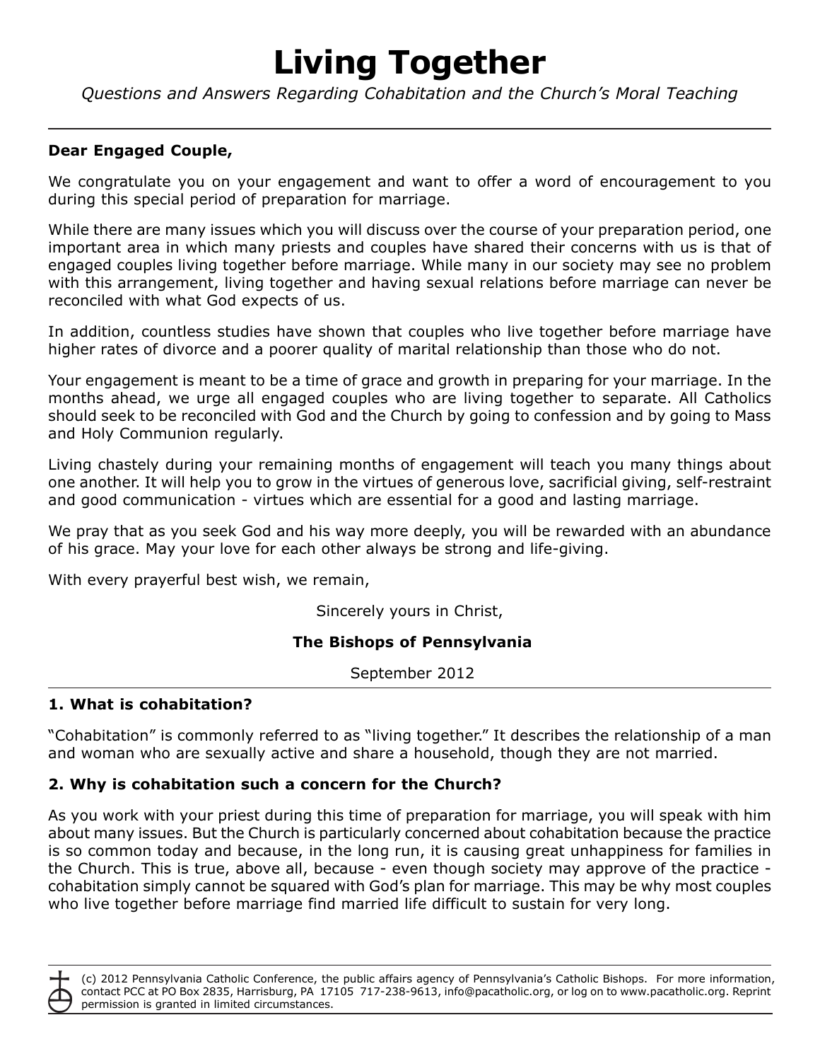# Living Together

*Questions and Answers Regarding Cohabitation and the Church's Moral Teaching*

---

**Dear Engaged Couple,**

We congratulate you on your engagement and want to offer a word of encouragement to you during this special period of preparation for marriage.

While there are many issues which you will discuss over the course of your preparation period, one important area in which many priests and couples have shared their concerns with us is that of engaged couples living together before marriage. While many in our society may see no problem with this arrangement, living together and having sexual relations before marriage can never be reconciled with what God expects of us.

In addition, countless studies have shown that couples who live together before marriage have higher rates of divorce and a poorer quality of marital relationship than those who do not.

Your engagement is meant to be a time of grace and growth in preparing for your marriage. In the months ahead, we urge all engaged couples who are living together to separate. All Catholics should seek to be reconciled with God and the Church by going to confession and by going to Mass and Holy Communion regularly.

Living chastely during your remaining months of engagement will teach you many things about one another. It will help you to grow in the virtues of generous love, sacrificial giving, self-restraint and good communication - virtues which are essential for a good and lasting marriage.

We pray that as you seek God and his way more deeply, you will be rewarded with an abundance of his grace. May your love for each other always be strong and life-giving.

With every prayerful best wish, we remain,

Sincerely yours in Christ,

**The Bishops of Pennsylvania**

September 2012

---

### 1. What is cohabitation?

"Cohabitation" is commonly referred to as "living together." It describes the relationship of a man and woman who are sexually active and share a household, though they are not married.

### 2. Why is cohabitation such a concern for the Church?

As you work with your priest during this time of preparation for marriage, you will speak with him about many issues. But the Church is particularly concerned about cohabitation because the practice is so common today and because, in the long run, it is causing great unhappiness for families in the Church. This is true, above all, because - even though society may approve of the practice - cohabitation simply cannot be squared with God's plan for marriage. This may be why most couples who live together before marriage find married life difficult to sustain for very long.

---

(c) 2012 Pennsylvania Catholic Conference, the public affairs agency of Pennsylvania's Catholic Bishops. For more information, contact PCC at PO Box 2835, Harrisburg, PA 17105 717-238-9613, info@pacatholic.org, or log on to www.pacatholic.org. Reprint permission is granted in limited circumstances.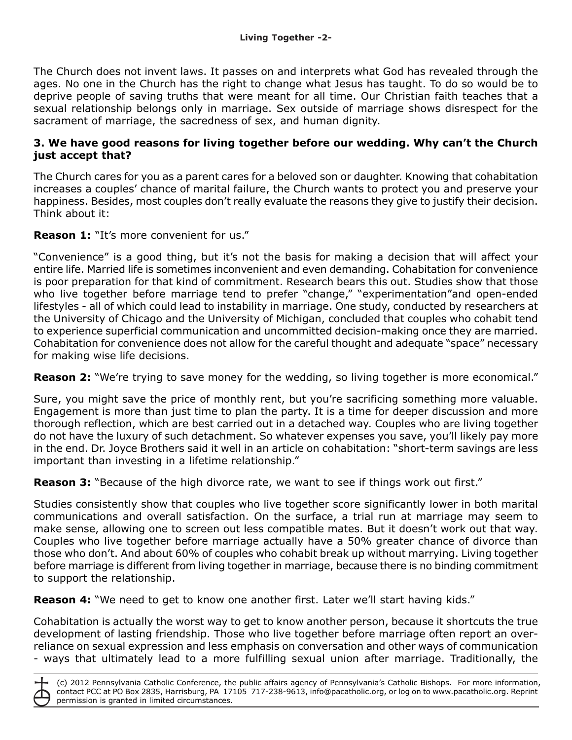The Church does not invent laws. It passes on and interprets what God has revealed through the ages. No one in the Church has the right to change what Jesus has taught. To do so would be to deprive people of saving truths that were meant for all time. Our Christian faith teaches that a sexual relationship belongs only in marriage. Sex outside of marriage shows disrespect for the sacrament of marriage, the sacredness of sex, and human dignity.

### 3. We have good reasons for living together before our wedding. Why can't the Church just accept that?

The Church cares for you as a parent cares for a beloved son or daughter. Knowing that cohabitation increases a couples' chance of marital failure, the Church wants to protect you and preserve your happiness. Besides, most couples don't really evaluate the reasons they give to justify their decision. Think about it:

**Reason 1:** "It's more convenient for us."

"Convenience" is a good thing, but it's not the basis for making a decision that will affect your entire life. Married life is sometimes inconvenient and even demanding. Cohabitation for convenience is poor preparation for that kind of commitment. Research bears this out. Studies show that those who live together before marriage tend to prefer "change," "experimentation"and open-ended lifestyles - all of which could lead to instability in marriage. One study, conducted by researchers at the University of Chicago and the University of Michigan, concluded that couples who cohabit tend to experience superficial communication and uncommitted decision-making once they are married. Cohabitation for convenience does not allow for the careful thought and adequate "space" necessary for making wise life decisions.

**Reason 2:** "We're trying to save money for the wedding, so living together is more economical."

Sure, you might save the price of monthly rent, but you're sacrificing something more valuable. Engagement is more than just time to plan the party. It is a time for deeper discussion and more thorough reflection, which are best carried out in a detached way. Couples who are living together do not have the luxury of such detachment. So whatever expenses you save, you'll likely pay more in the end. Dr. Joyce Brothers said it well in an article on cohabitation: "short-term savings are less important than investing in a lifetime relationship."

**Reason 3:** "Because of the high divorce rate, we want to see if things work out first."

Studies consistently show that couples who live together score significantly lower in both marital communications and overall satisfaction. On the surface, a trial run at marriage may seem to make sense, allowing one to screen out less compatible mates. But it doesn't work out that way. Couples who live together before marriage actually have a 50% greater chance of divorce than those who don't. And about 60% of couples who cohabit break up without marrying. Living together before marriage is different from living together in marriage, because there is no binding commitment to support the relationship.

**Reason 4:** "We need to get to know one another first. Later we'll start having kids."

Cohabitation is actually the worst way to get to know another person, because it shortcuts the true development of lasting friendship. Those who live together before marriage often report an over-reliance on sexual expression and less emphasis on conversation and other ways of communication - ways that ultimately lead to a more fulfilling sexual union after marriage. Traditionally, the

(c) 2012 Pennsylvania Catholic Conference, the public affairs agency of Pennsylvania's Catholic Bishops. For more information, contact PCC at PO Box 2835, Harrisburg, PA 17105 717-238-9613, info@pacatholic.org, or log on to www.pacatholic.org. Reprint permission is granted in limited circumstances.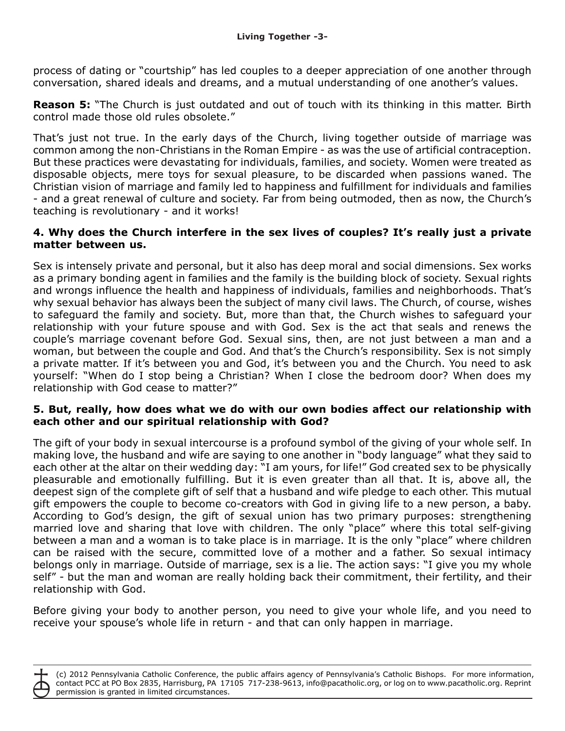process of dating or "courtship" has led couples to a deeper appreciation of one another through conversation, shared ideals and dreams, and a mutual understanding of one another's values.

**Reason 5:** "The Church is just outdated and out of touch with its thinking in this matter. Birth control made those old rules obsolete."

That's just not true. In the early days of the Church, living together outside of marriage was common among the non-Christians in the Roman Empire - as was the use of artificial contraception. But these practices were devastating for individuals, families, and society. Women were treated as disposable objects, mere toys for sexual pleasure, to be discarded when passions waned. The Christian vision of marriage and family led to happiness and fulfillment for individuals and families - and a great renewal of culture and society. Far from being outmoded, then as now, the Church's teaching is revolutionary - and it works!

### 4. Why does the Church interfere in the sex lives of couples? It's really just a private matter between us.

Sex is intensely private and personal, but it also has deep moral and social dimensions. Sex works as a primary bonding agent in families and the family is the building block of society. Sexual rights and wrongs influence the health and happiness of individuals, families and neighborhoods. That's why sexual behavior has always been the subject of many civil laws. The Church, of course, wishes to safeguard the family and society. But, more than that, the Church wishes to safeguard your relationship with your future spouse and with God. Sex is the act that seals and renews the couple's marriage covenant before God. Sexual sins, then, are not just between a man and a woman, but between the couple and God. And that's the Church's responsibility. Sex is not simply a private matter. If it's between you and God, it's between you and the Church. You need to ask yourself: "When do I stop being a Christian? When I close the bedroom door? When does my relationship with God cease to matter?"

### 5. But, really, how does what we do with our own bodies affect our relationship with each other and our spiritual relationship with God?

The gift of your body in sexual intercourse is a profound symbol of the giving of your whole self. In making love, the husband and wife are saying to one another in "body language" what they said to each other at the altar on their wedding day: "I am yours, for life!" God created sex to be physically pleasurable and emotionally fulfilling. But it is even greater than all that. It is, above all, the deepest sign of the complete gift of self that a husband and wife pledge to each other. This mutual gift empowers the couple to become co-creators with God in giving life to a new person, a baby. According to God's design, the gift of sexual union has two primary purposes: strengthening married love and sharing that love with children. The only "place" where this total self-giving between a man and a woman is to take place is in marriage. It is the only "place" where children can be raised with the secure, committed love of a mother and a father. So sexual intimacy belongs only in marriage. Outside of marriage, sex is a lie. The action says: "I give you my whole self" - but the man and woman are really holding back their commitment, their fertility, and their relationship with God.

Before giving your body to another person, you need to give your whole life, and you need to receive your spouse's whole life in return - and that can only happen in marriage.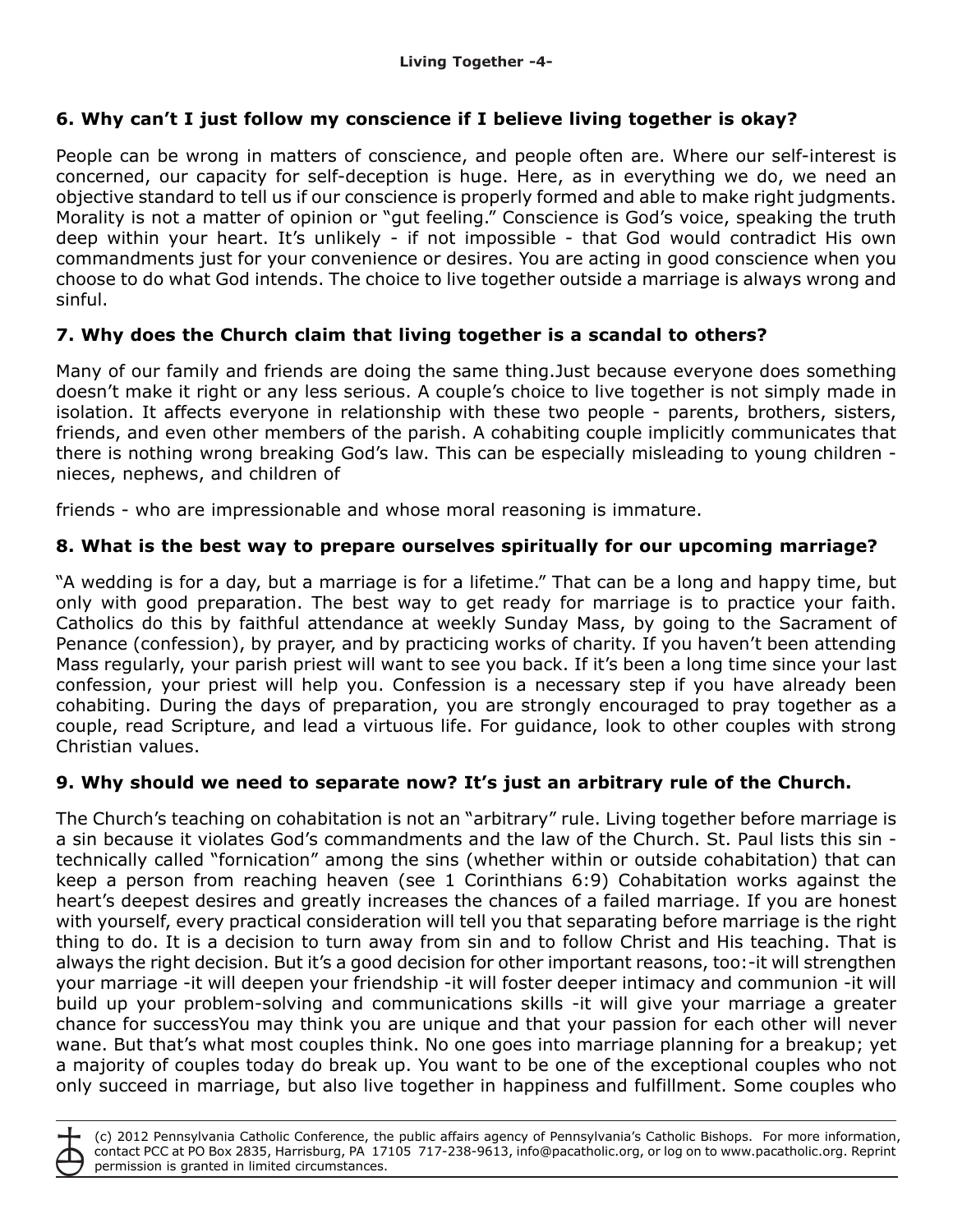## 6. Why can't I just follow my conscience if I believe living together is okay?

People can be wrong in matters of conscience, and people often are. Where our self-interest is concerned, our capacity for self-deception is huge. Here, as in everything we do, we need an objective standard to tell us if our conscience is properly formed and able to make right judgments. Morality is not a matter of opinion or "gut feeling." Conscience is God's voice, speaking the truth deep within your heart. It's unlikely - if not impossible - that God would contradict His own commandments just for your convenience or desires. You are acting in good conscience when you choose to do what God intends. The choice to live together outside a marriage is always wrong and sinful.

## 7. Why does the Church claim that living together is a scandal to others?

Many of our family and friends are doing the same thing.Just because everyone does something doesn't make it right or any less serious. A couple's choice to live together is not simply made in isolation. It affects everyone in relationship with these two people - parents, brothers, sisters, friends, and even other members of the parish. A cohabiting couple implicitly communicates that there is nothing wrong breaking God's law. This can be especially misleading to young children - nieces, nephews, and children of

friends - who are impressionable and whose moral reasoning is immature.

## 8. What is the best way to prepare ourselves spiritually for our upcoming marriage?

"A wedding is for a day, but a marriage is for a lifetime." That can be a long and happy time, but only with good preparation. The best way to get ready for marriage is to practice your faith. Catholics do this by faithful attendance at weekly Sunday Mass, by going to the Sacrament of Penance (confession), by prayer, and by practicing works of charity. If you haven't been attending Mass regularly, your parish priest will want to see you back. If it's been a long time since your last confession, your priest will help you. Confession is a necessary step if you have already been cohabiting. During the days of preparation, you are strongly encouraged to pray together as a couple, read Scripture, and lead a virtuous life. For guidance, look to other couples with strong Christian values.

## 9. Why should we need to separate now? It's just an arbitrary rule of the Church.

The Church's teaching on cohabitation is not an "arbitrary" rule. Living together before marriage is a sin because it violates God's commandments and the law of the Church. St. Paul lists this sin - technically called "fornication" among the sins (whether within or outside cohabitation) that can keep a person from reaching heaven (see 1 Corinthians 6:9) Cohabitation works against the heart's deepest desires and greatly increases the chances of a failed marriage. If you are honest with yourself, every practical consideration will tell you that separating before marriage is the right thing to do. It is a decision to turn away from sin and to follow Christ and His teaching. That is always the right decision. But it's a good decision for other important reasons, too:-it will strengthen your marriage -it will deepen your friendship -it will foster deeper intimacy and communion -it will build up your problem-solving and communications skills -it will give your marriage a greater chance for successYou may think you are unique and that your passion for each other will never wane. But that's what most couples think. No one goes into marriage planning for a breakup; yet a majority of couples today do break up. You want to be one of the exceptional couples who not only succeed in marriage, but also live together in happiness and fulfillment. Some couples who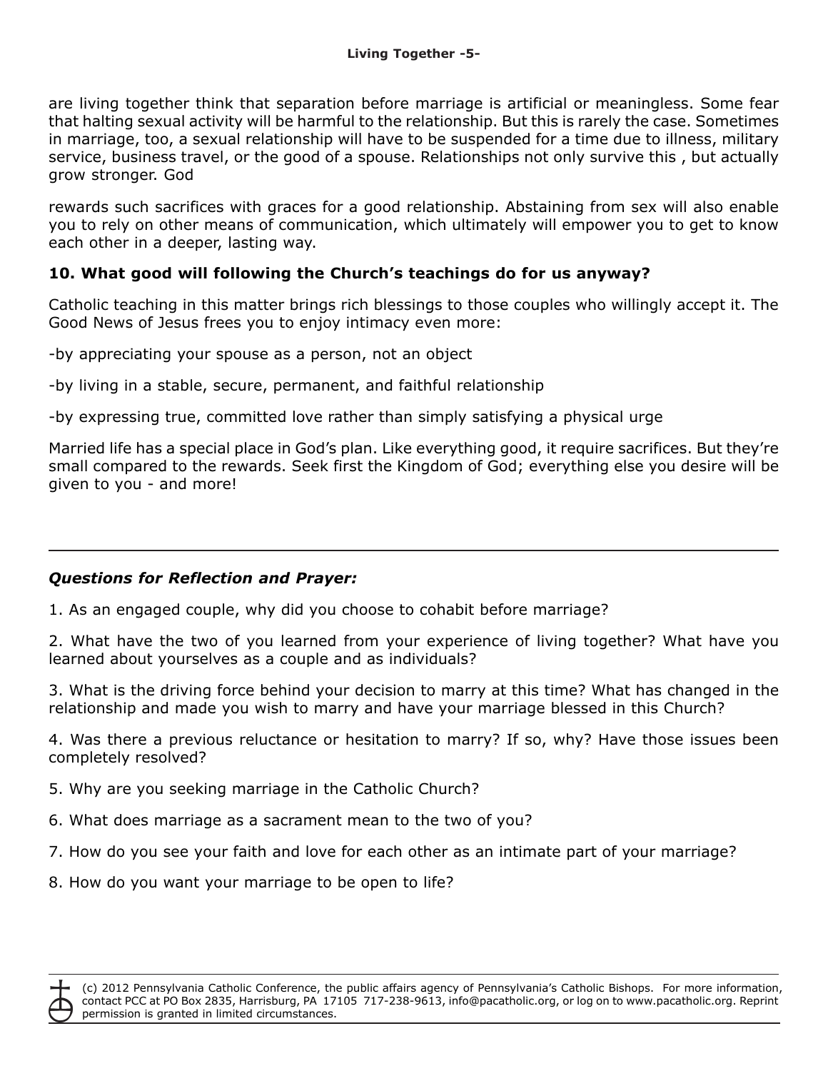are living together think that separation before marriage is artificial or meaningless. Some fear that halting sexual activity will be harmful to the relationship. But this is rarely the case. Sometimes in marriage, too, a sexual relationship will have to be suspended for a time due to illness, military service, business travel, or the good of a spouse. Relationships not only survive this , but actually grow stronger. God

rewards such sacrifices with graces for a good relationship. Abstaining from sex will also enable you to rely on other means of communication, which ultimately will empower you to get to know each other in a deeper, lasting way.

### 10. What good will following the Church's teachings do for us anyway?

Catholic teaching in this matter brings rich blessings to those couples who willingly accept it. The Good News of Jesus frees you to enjoy intimacy even more:

-by appreciating your spouse as a person, not an object

-by living in a stable, secure, permanent, and faithful relationship

-by expressing true, committed love rather than simply satisfying a physical urge

Married life has a special place in God's plan. Like everything good, it require sacrifices. But they're small compared to the rewards. Seek first the Kingdom of God; everything else you desire will be given to you - and more!

---

### *Questions for Reflection and Prayer:*

1. As an engaged couple, why did you choose to cohabit before marriage?

2. What have the two of you learned from your experience of living together? What have you learned about yourselves as a couple and as individuals?

3. What is the driving force behind your decision to marry at this time? What has changed in the relationship and made you wish to marry and have your marriage blessed in this Church?

4. Was there a previous reluctance or hesitation to marry? If so, why? Have those issues been completely resolved?

5. Why are you seeking marriage in the Catholic Church?

6. What does marriage as a sacrament mean to the two of you?

7. How do you see your faith and love for each other as an intimate part of your marriage?

8. How do you want your marriage to be open to life?

(c) 2012 Pennsylvania Catholic Conference, the public affairs agency of Pennsylvania's Catholic Bishops. For more information, contact PCC at PO Box 2835, Harrisburg, PA 17105 717-238-9613, info@pacatholic.org, or log on to www.pacatholic.org. Reprint permission is granted in limited circumstances.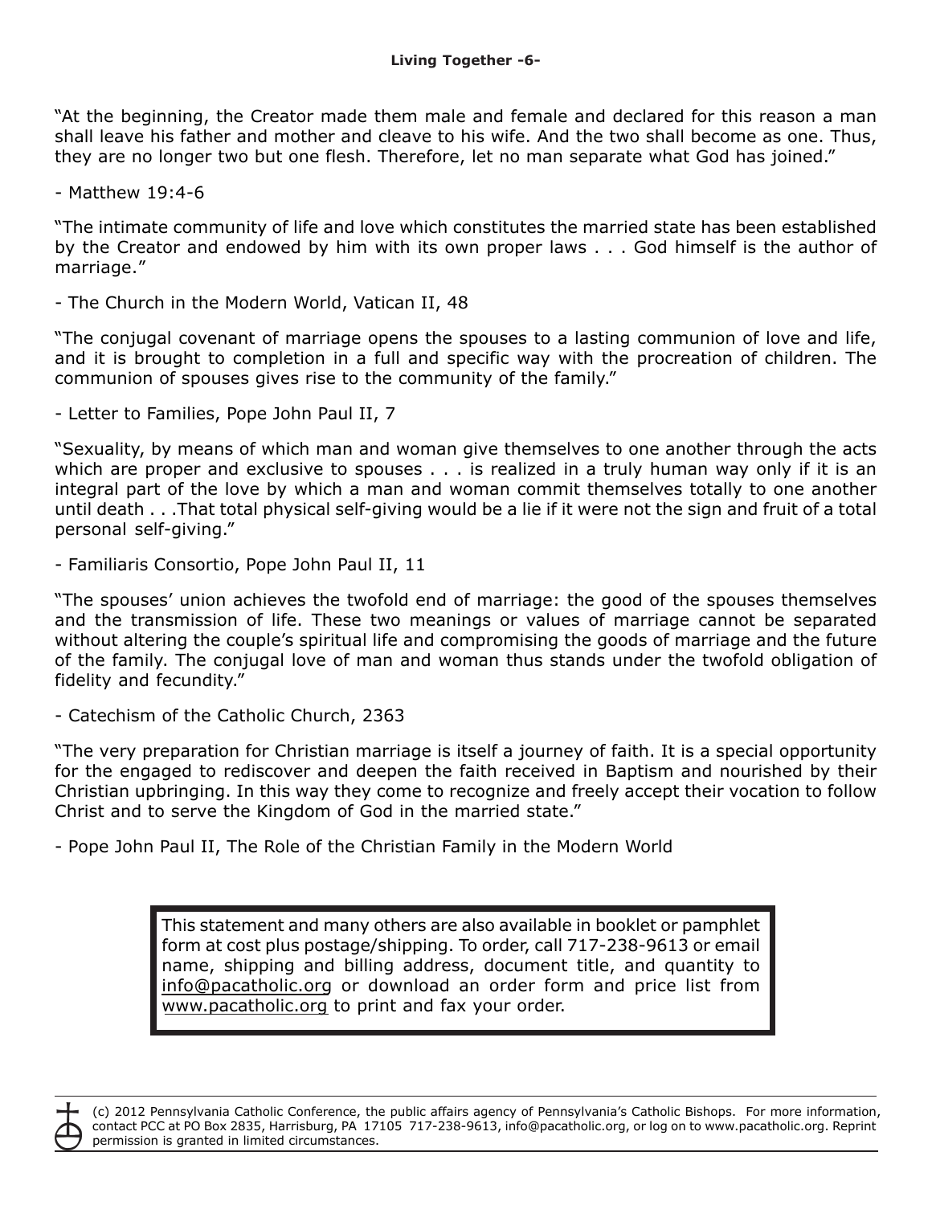"At the beginning, the Creator made them male and female and declared for this reason a man shall leave his father and mother and cleave to his wife. And the two shall become as one. Thus, they are no longer two but one flesh. Therefore, let no man separate what God has joined."

- Matthew 19:4-6

"The intimate community of life and love which constitutes the married state has been established by the Creator and endowed by him with its own proper laws . . . God himself is the author of marriage."

- The Church in the Modern World, Vatican II, 48

"The conjugal covenant of marriage opens the spouses to a lasting communion of love and life, and it is brought to completion in a full and specific way with the procreation of children. The communion of spouses gives rise to the community of the family."

- Letter to Families, Pope John Paul II, 7

"Sexuality, by means of which man and woman give themselves to one another through the acts which are proper and exclusive to spouses . . . is realized in a truly human way only if it is an integral part of the love by which a man and woman commit themselves totally to one another until death . . .That total physical self-giving would be a lie if it were not the sign and fruit of a total personal self-giving."

- Familiaris Consortio, Pope John Paul II, 11

"The spouses' union achieves the twofold end of marriage: the good of the spouses themselves and the transmission of life. These two meanings or values of marriage cannot be separated without altering the couple's spiritual life and compromising the goods of marriage and the future of the family. The conjugal love of man and woman thus stands under the twofold obligation of fidelity and fecundity."

- Catechism of the Catholic Church, 2363

"The very preparation for Christian marriage is itself a journey of faith. It is a special opportunity for the engaged to rediscover and deepen the faith received in Baptism and nourished by their Christian upbringing. In this way they come to recognize and freely accept their vocation to follow Christ and to serve the Kingdom of God in the married state."

- Pope John Paul II, The Role of the Christian Family in the Modern World

> This statement and many others are also available in booklet or pamphlet form at cost plus postage/shipping. To order, call 717-238-9613 or email name, shipping and billing address, document title, and quantity to info@pacatholic.org or download an order form and price list from www.pacatholic.org to print and fax your order.

(c) 2012 Pennsylvania Catholic Conference, the public affairs agency of Pennsylvania's Catholic Bishops. For more information, contact PCC at PO Box 2835, Harrisburg, PA 17105 717-238-9613, info@pacatholic.org, or log on to www.pacatholic.org. Reprint permission is granted in limited circumstances.